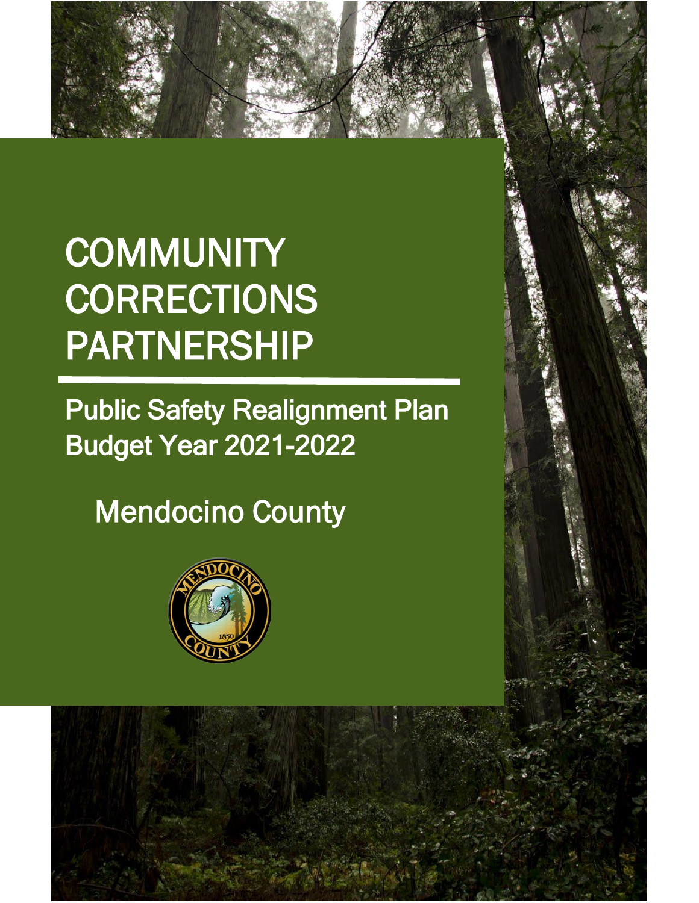# COMMUNITY CORRECTIONS PARTNERSHIP

## Public Safety Realignment Plan
## Budget Year 2021-2022

## Mendocino County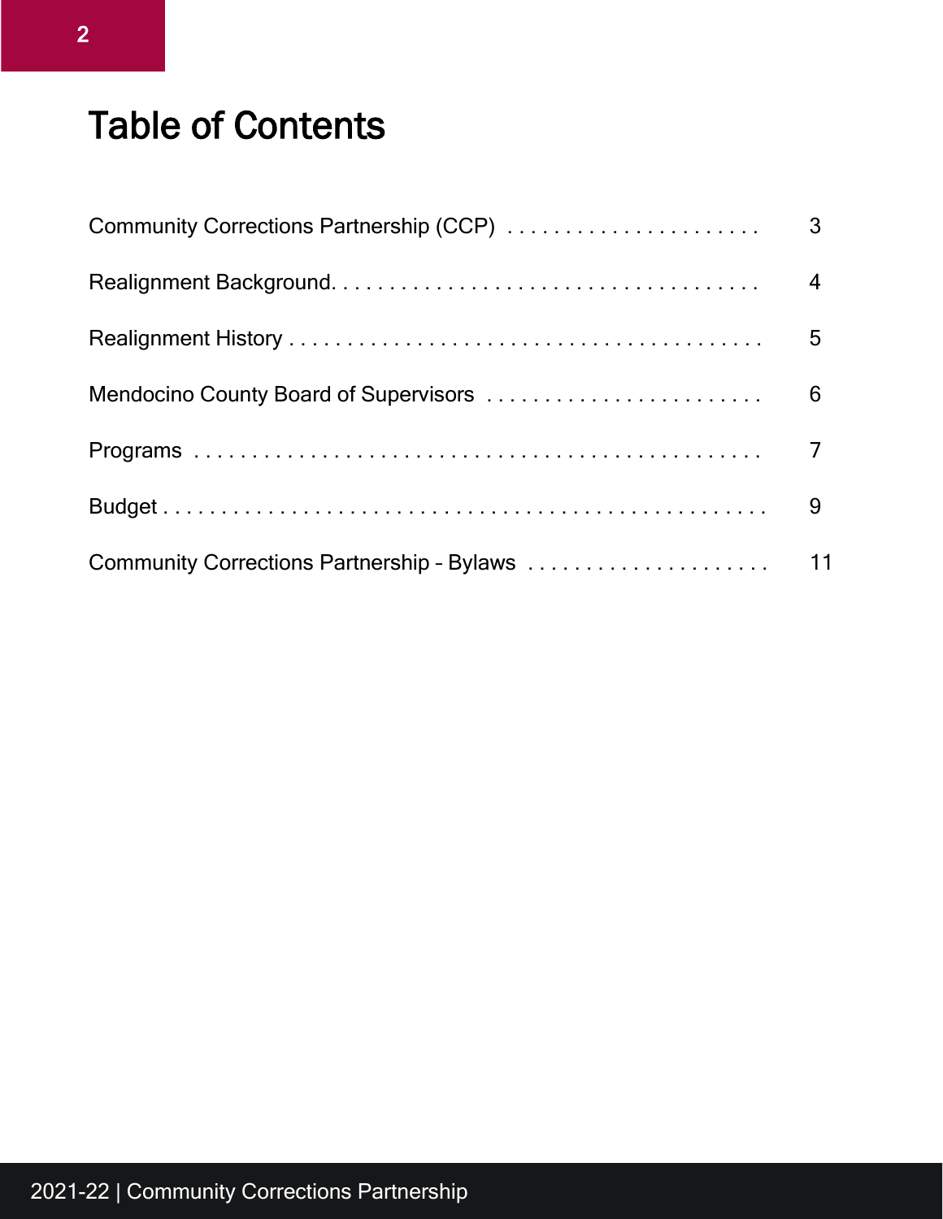# Table of Contents

| Section | Page |
| --- | --- |
| Community Corrections Partnership (CCP) | 3 |
| Realignment Background | 4 |
| Realignment History | 5 |
| Mendocino County Board of Supervisors | 6 |
| Programs | 7 |
| Budget | 9 |
| Community Corrections Partnership – Bylaws | 11 |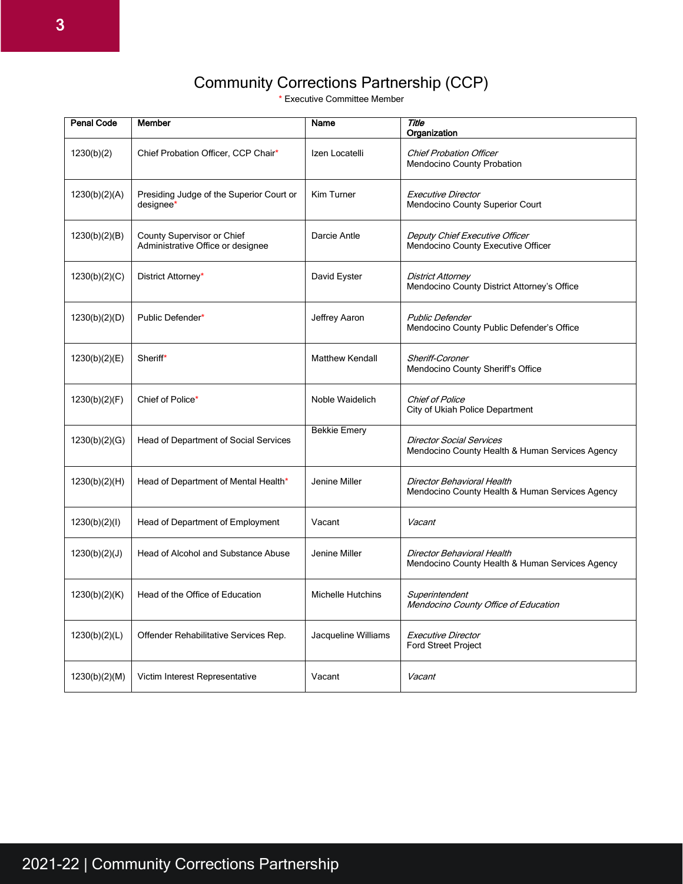# Community Corrections Partnership (CCP)

\* Executive Committee Member

| Penal Code | Member | Name | *Title* Organization |
|---|---|---|---|
| 1230(b)(2) | Chief Probation Officer, CCP Chair* | Izen Locatelli | *Chief Probation Officer* Mendocino County Probation |
| 1230(b)(2)(A) | Presiding Judge of the Superior Court or designee* | Kim Turner | *Executive Director* Mendocino County Superior Court |
| 1230(b)(2)(B) | County Supervisor or Chief Administrative Office or designee | Darcie Antle | *Deputy Chief Executive Officer* Mendocino County Executive Officer |
| 1230(b)(2)(C) | District Attorney* | David Eyster | *District Attorney* Mendocino County District Attorney's Office |
| 1230(b)(2)(D) | Public Defender* | Jeffrey Aaron | *Public Defender* Mendocino County Public Defender's Office |
| 1230(b)(2)(E) | Sheriff* | Matthew Kendall | *Sheriff-Coroner* Mendocino County Sheriff's Office |
| 1230(b)(2)(F) | Chief of Police* | Noble Waidelich | *Chief of Police* City of Ukiah Police Department |
| 1230(b)(2)(G) | Head of Department of Social Services | Bekkie Emery | *Director Social Services* Mendocino County Health & Human Services Agency |
| 1230(b)(2)(H) | Head of Department of Mental Health* | Jenine Miller | *Director Behavioral Health* Mendocino County Health & Human Services Agency |
| 1230(b)(2)(I) | Head of Department of Employment | Vacant | *Vacant* |
| 1230(b)(2)(J) | Head of Alcohol and Substance Abuse | Jenine Miller | *Director Behavioral Health* Mendocino County Health & Human Services Agency |
| 1230(b)(2)(K) | Head of the Office of Education | Michelle Hutchins | *Superintendent* *Mendocino County Office of Education* |
| 1230(b)(2)(L) | Offender Rehabilitative Services Rep. | Jacqueline Williams | *Executive Director* Ford Street Project |
| 1230(b)(2)(M) | Victim Interest Representative | Vacant | *Vacant* |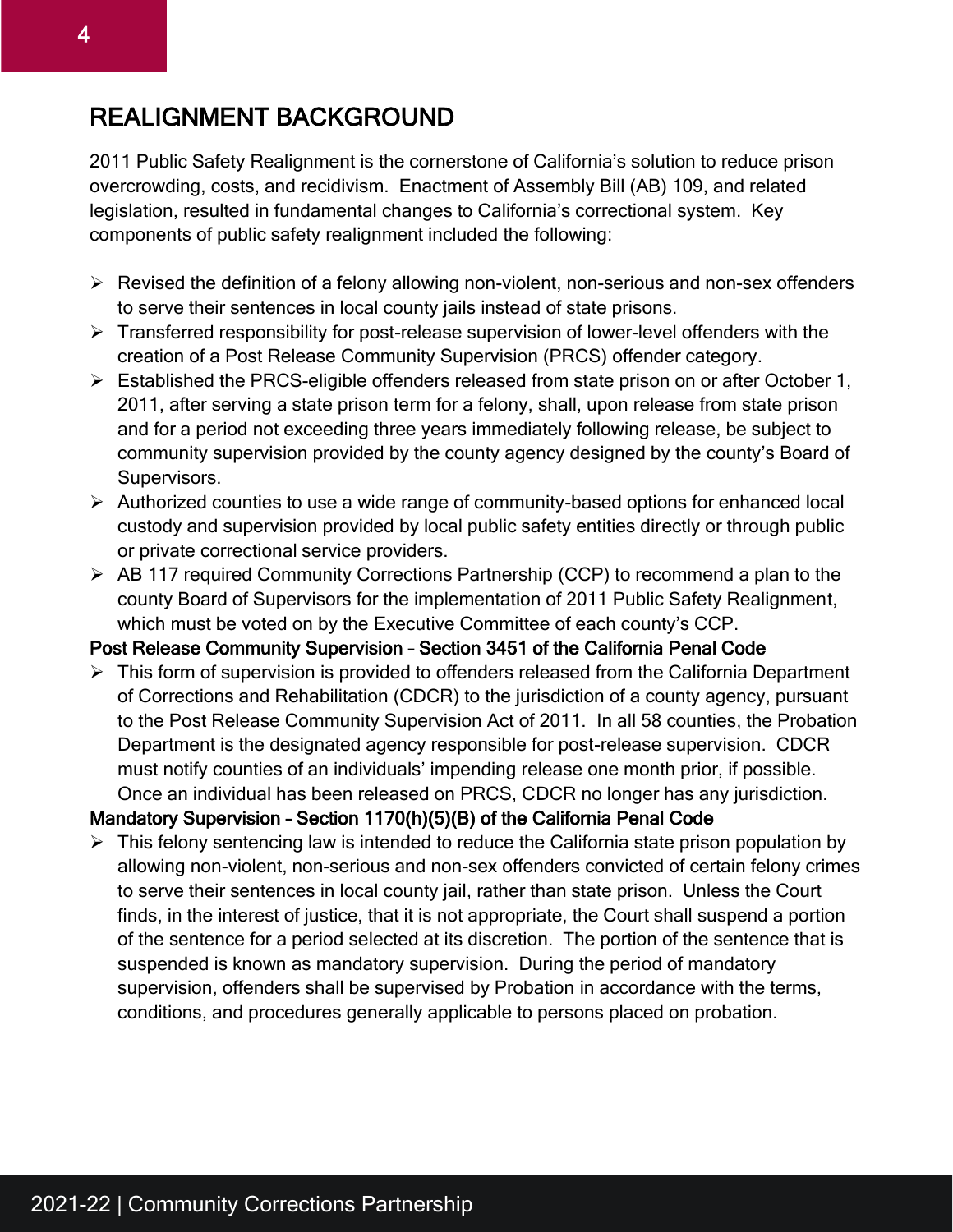# REALIGNMENT BACKGROUND

2011 Public Safety Realignment is the cornerstone of California's solution to reduce prison overcrowding, costs, and recidivism. Enactment of Assembly Bill (AB) 109, and related legislation, resulted in fundamental changes to California's correctional system. Key components of public safety realignment included the following:

- Revised the definition of a felony allowing non-violent, non-serious and non-sex offenders to serve their sentences in local county jails instead of state prisons.
- Transferred responsibility for post-release supervision of lower-level offenders with the creation of a Post Release Community Supervision (PRCS) offender category.
- Established the PRCS-eligible offenders released from state prison on or after October 1, 2011, after serving a state prison term for a felony, shall, upon release from state prison and for a period not exceeding three years immediately following release, be subject to community supervision provided by the county agency designed by the county's Board of Supervisors.
- Authorized counties to use a wide range of community-based options for enhanced local custody and supervision provided by local public safety entities directly or through public or private correctional service providers.
- AB 117 required Community Corrections Partnership (CCP) to recommend a plan to the county Board of Supervisors for the implementation of 2011 Public Safety Realignment, which must be voted on by the Executive Committee of each county's CCP.

**Post Release Community Supervision – Section 3451 of the California Penal Code**

- This form of supervision is provided to offenders released from the California Department of Corrections and Rehabilitation (CDCR) to the jurisdiction of a county agency, pursuant to the Post Release Community Supervision Act of 2011. In all 58 counties, the Probation Department is the designated agency responsible for post-release supervision. CDCR must notify counties of an individuals' impending release one month prior, if possible. Once an individual has been released on PRCS, CDCR no longer has any jurisdiction.

**Mandatory Supervision – Section 1170(h)(5)(B) of the California Penal Code**

- This felony sentencing law is intended to reduce the California state prison population by allowing non-violent, non-serious and non-sex offenders convicted of certain felony crimes to serve their sentences in local county jail, rather than state prison. Unless the Court finds, in the interest of justice, that it is not appropriate, the Court shall suspend a portion of the sentence for a period selected at its discretion. The portion of the sentence that is suspended is known as mandatory supervision. During the period of mandatory supervision, offenders shall be supervised by Probation in accordance with the terms, conditions, and procedures generally applicable to persons placed on probation.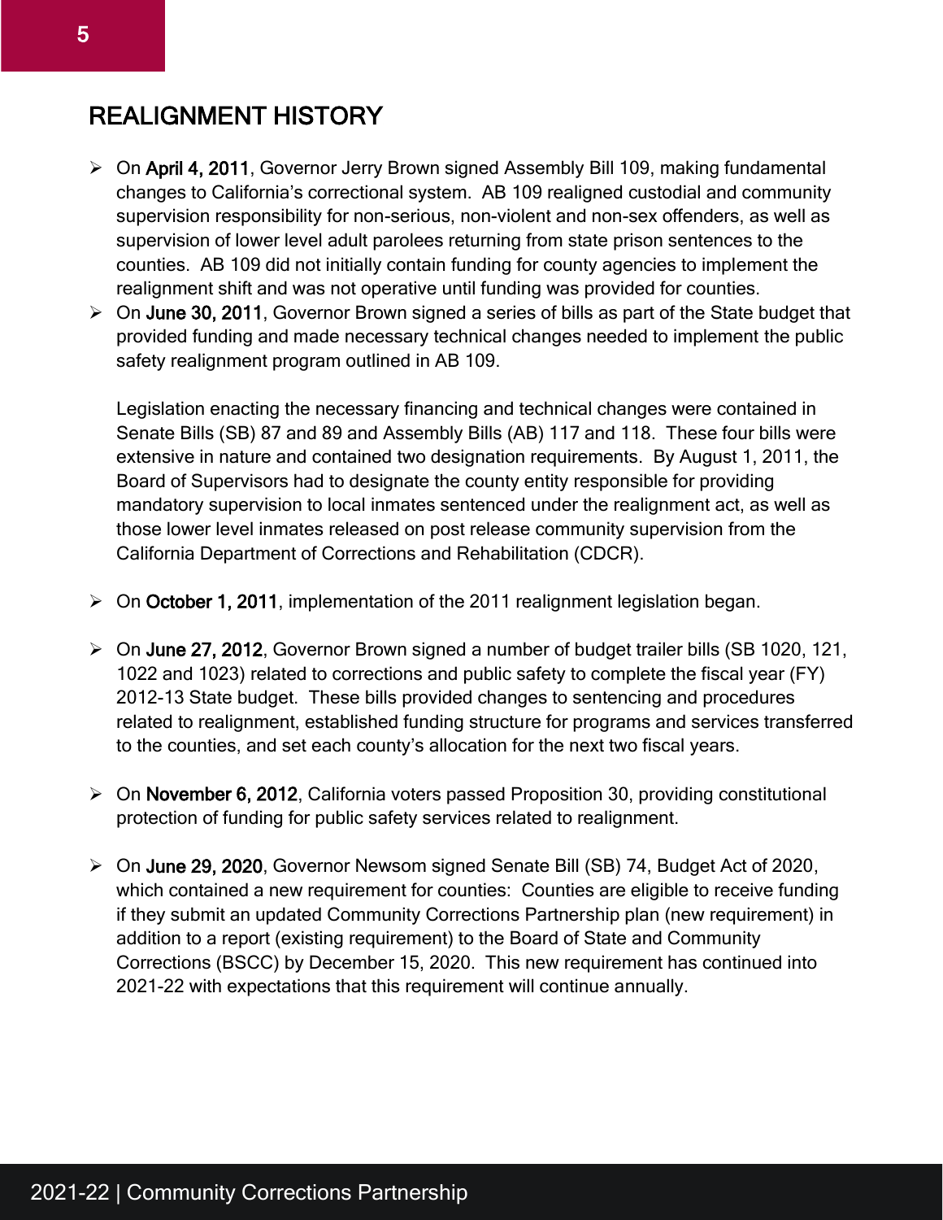# REALIGNMENT HISTORY

- On **April 4, 2011**, Governor Jerry Brown signed Assembly Bill 109, making fundamental changes to California's correctional system. AB 109 realigned custodial and community supervision responsibility for non-serious, non-violent and non-sex offenders, as well as supervision of lower level adult parolees returning from state prison sentences to the counties. AB 109 did not initially contain funding for county agencies to implement the realignment shift and was not operative until funding was provided for counties.
- On **June 30, 2011**, Governor Brown signed a series of bills as part of the State budget that provided funding and made necessary technical changes needed to implement the public safety realignment program outlined in AB 109.

  Legislation enacting the necessary financing and technical changes were contained in Senate Bills (SB) 87 and 89 and Assembly Bills (AB) 117 and 118. These four bills were extensive in nature and contained two designation requirements. By August 1, 2011, the Board of Supervisors had to designate the county entity responsible for providing mandatory supervision to local inmates sentenced under the realignment act, as well as those lower level inmates released on post release community supervision from the California Department of Corrections and Rehabilitation (CDCR).

- On **October 1, 2011**, implementation of the 2011 realignment legislation began.

- On **June 27, 2012**, Governor Brown signed a number of budget trailer bills (SB 1020, 121, 1022 and 1023) related to corrections and public safety to complete the fiscal year (FY) 2012-13 State budget. These bills provided changes to sentencing and procedures related to realignment, established funding structure for programs and services transferred to the counties, and set each county's allocation for the next two fiscal years.

- On **November 6, 2012**, California voters passed Proposition 30, providing constitutional protection of funding for public safety services related to realignment.

- On **June 29, 2020**, Governor Newsom signed Senate Bill (SB) 74, Budget Act of 2020, which contained a new requirement for counties: Counties are eligible to receive funding if they submit an updated Community Corrections Partnership plan (new requirement) in addition to a report (existing requirement) to the Board of State and Community Corrections (BSCC) by December 15, 2020. This new requirement has continued into 2021-22 with expectations that this requirement will continue annually.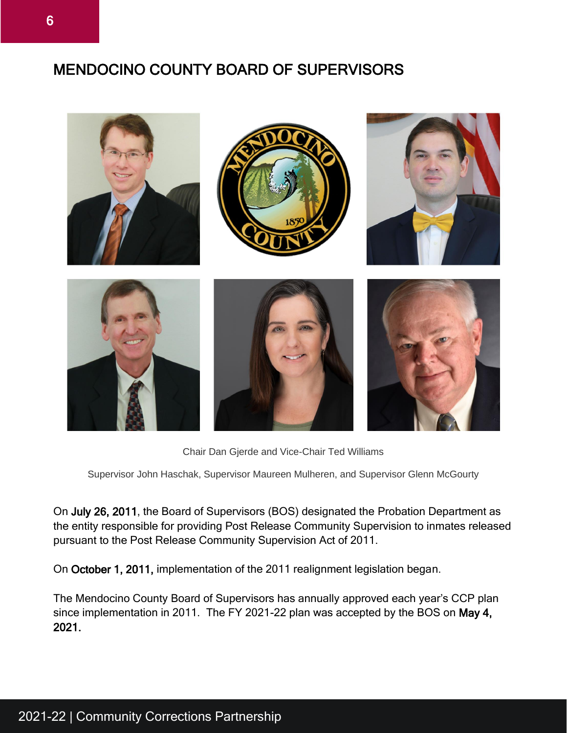# MENDOCINO COUNTY BOARD OF SUPERVISORS

Chair Dan Gjerde and Vice-Chair Ted Williams

Supervisor John Haschak, Supervisor Maureen Mulheren, and Supervisor Glenn McGourty

On **July 26, 2011**, the Board of Supervisors (BOS) designated the Probation Department as the entity responsible for providing Post Release Community Supervision to inmates released pursuant to the Post Release Community Supervision Act of 2011.

On **October 1, 2011,** implementation of the 2011 realignment legislation began.

The Mendocino County Board of Supervisors has annually approved each year's CCP plan since implementation in 2011. The FY 2021-22 plan was accepted by the BOS on **May 4, 2021**.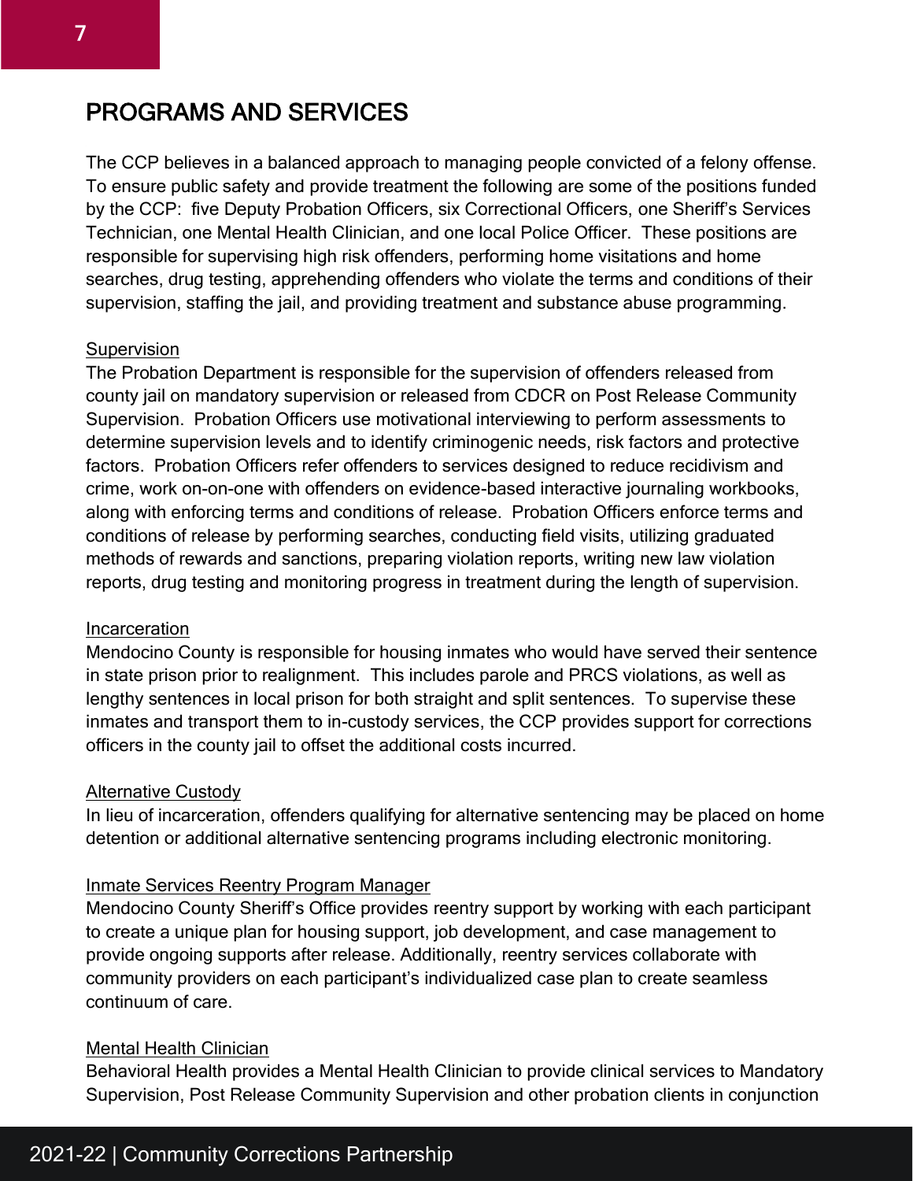# PROGRAMS AND SERVICES

The CCP believes in a balanced approach to managing people convicted of a felony offense. To ensure public safety and provide treatment the following are some of the positions funded by the CCP: five Deputy Probation Officers, six Correctional Officers, one Sheriff's Services Technician, one Mental Health Clinician, and one local Police Officer. These positions are responsible for supervising high risk offenders, performing home visitations and home searches, drug testing, apprehending offenders who violate the terms and conditions of their supervision, staffing the jail, and providing treatment and substance abuse programming.

<u>Supervision</u>

The Probation Department is responsible for the supervision of offenders released from county jail on mandatory supervision or released from CDCR on Post Release Community Supervision. Probation Officers use motivational interviewing to perform assessments to determine supervision levels and to identify criminogenic needs, risk factors and protective factors. Probation Officers refer offenders to services designed to reduce recidivism and crime, work on-on-one with offenders on evidence-based interactive journaling workbooks, along with enforcing terms and conditions of release. Probation Officers enforce terms and conditions of release by performing searches, conducting field visits, utilizing graduated methods of rewards and sanctions, preparing violation reports, writing new law violation reports, drug testing and monitoring progress in treatment during the length of supervision.

<u>Incarceration</u>

Mendocino County is responsible for housing inmates who would have served their sentence in state prison prior to realignment. This includes parole and PRCS violations, as well as lengthy sentences in local prison for both straight and split sentences. To supervise these inmates and transport them to in-custody services, the CCP provides support for corrections officers in the county jail to offset the additional costs incurred.

<u>Alternative Custody</u>

In lieu of incarceration, offenders qualifying for alternative sentencing may be placed on home detention or additional alternative sentencing programs including electronic monitoring.

<u>Inmate Services Reentry Program Manager</u>

Mendocino County Sheriff's Office provides reentry support by working with each participant to create a unique plan for housing support, job development, and case management to provide ongoing supports after release. Additionally, reentry services collaborate with community providers on each participant's individualized case plan to create seamless continuum of care.

<u>Mental Health Clinician</u>

Behavioral Health provides a Mental Health Clinician to provide clinical services to Mandatory Supervision, Post Release Community Supervision and other probation clients in conjunction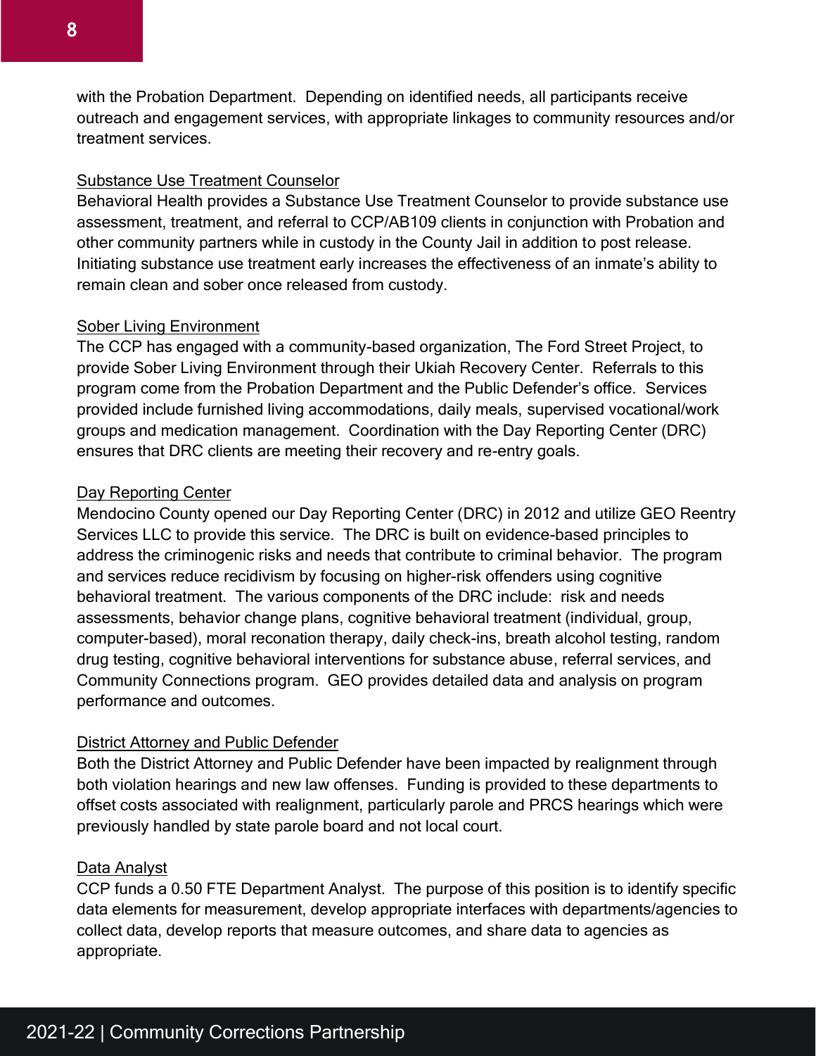with the Probation Department. Depending on identified needs, all participants receive outreach and engagement services, with appropriate linkages to community resources and/or treatment services.

### Substance Use Treatment Counselor

Behavioral Health provides a Substance Use Treatment Counselor to provide substance use assessment, treatment, and referral to CCP/AB109 clients in conjunction with Probation and other community partners while in custody in the County Jail in addition to post release. Initiating substance use treatment early increases the effectiveness of an inmate's ability to remain clean and sober once released from custody.

### Sober Living Environment

The CCP has engaged with a community-based organization, The Ford Street Project, to provide Sober Living Environment through their Ukiah Recovery Center. Referrals to this program come from the Probation Department and the Public Defender's office. Services provided include furnished living accommodations, daily meals, supervised vocational/work groups and medication management. Coordination with the Day Reporting Center (DRC) ensures that DRC clients are meeting their recovery and re-entry goals.

### Day Reporting Center

Mendocino County opened our Day Reporting Center (DRC) in 2012 and utilize GEO Reentry Services LLC to provide this service. The DRC is built on evidence-based principles to address the criminogenic risks and needs that contribute to criminal behavior. The program and services reduce recidivism by focusing on higher-risk offenders using cognitive behavioral treatment. The various components of the DRC include: risk and needs assessments, behavior change plans, cognitive behavioral treatment (individual, group, computer-based), moral reconation therapy, daily check-ins, breath alcohol testing, random drug testing, cognitive behavioral interventions for substance abuse, referral services, and Community Connections program. GEO provides detailed data and analysis on program performance and outcomes.

### District Attorney and Public Defender

Both the District Attorney and Public Defender have been impacted by realignment through both violation hearings and new law offenses. Funding is provided to these departments to offset costs associated with realignment, particularly parole and PRCS hearings which were previously handled by state parole board and not local court.

### Data Analyst

CCP funds a 0.50 FTE Department Analyst. The purpose of this position is to identify specific data elements for measurement, develop appropriate interfaces with departments/agencies to collect data, develop reports that measure outcomes, and share data to agencies as appropriate.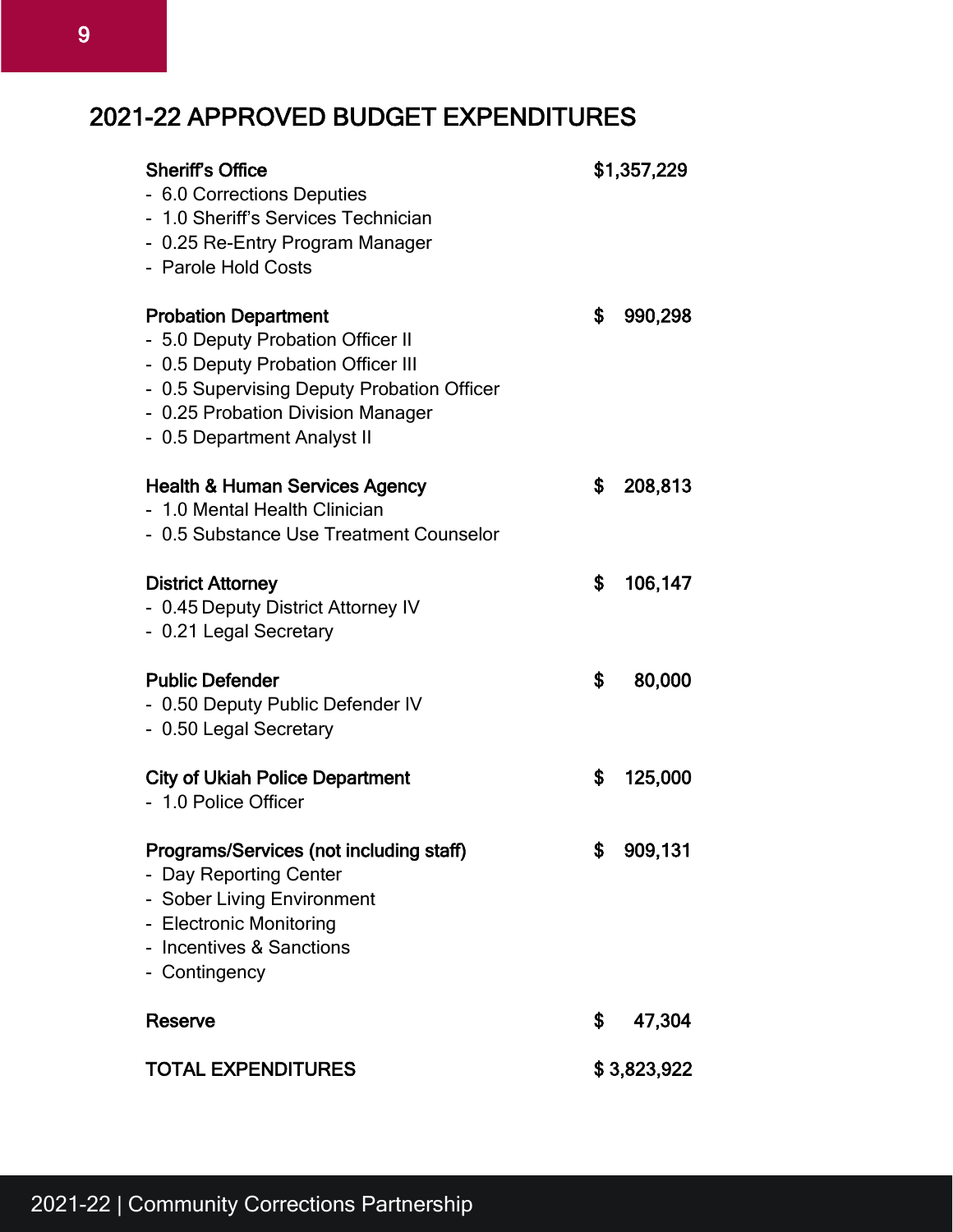## 2021-22 APPROVED BUDGET EXPENDITURES

**Sheriff's Office** — $1,357,229

- 6.0 Corrections Deputies
- 1.0 Sheriff's Services Technician
- 0.25 Re-Entry Program Manager
- Parole Hold Costs

**Probation Department** — $ 990,298

- 5.0 Deputy Probation Officer II
- 0.5 Deputy Probation Officer III
- 0.5 Supervising Deputy Probation Officer
- 0.25 Probation Division Manager
- 0.5 Department Analyst II

**Health & Human Services Agency** — $ 208,813

- 1.0 Mental Health Clinician
- 0.5 Substance Use Treatment Counselor

**District Attorney** — $ 106,147

- 0.45 Deputy District Attorney IV
- 0.21 Legal Secretary

**Public Defender** — $ 80,000

- 0.50 Deputy Public Defender IV
- 0.50 Legal Secretary

**City of Ukiah Police Department** — $ 125,000

- 1.0 Police Officer

**Programs/Services (not including staff)** — $ 909,131

- Day Reporting Center
- Sober Living Environment
- Electronic Monitoring
- Incentives & Sanctions
- Contingency

**Reserve** — $ 47,304

**TOTAL EXPENDITURES** — $ 3,823,922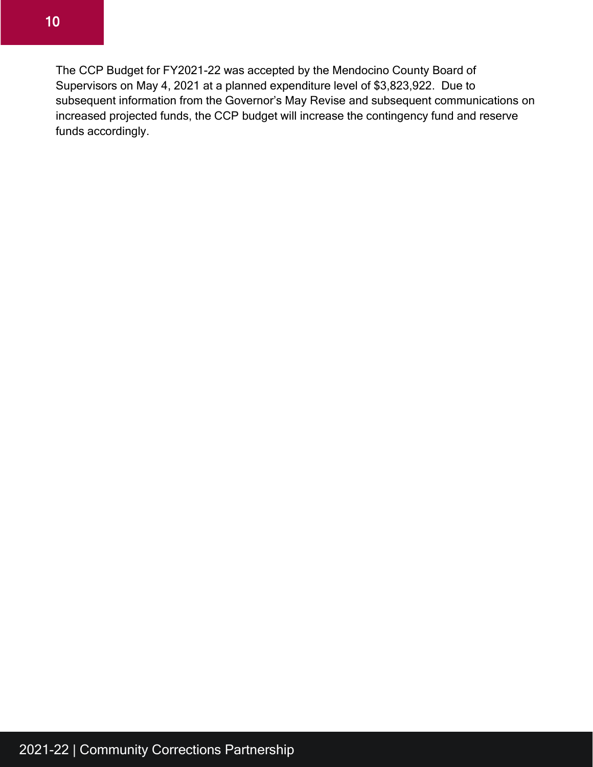The CCP Budget for FY2021-22 was accepted by the Mendocino County Board of Supervisors on May 4, 2021 at a planned expenditure level of $3,823,922. Due to subsequent information from the Governor's May Revise and subsequent communications on increased projected funds, the CCP budget will increase the contingency fund and reserve funds accordingly.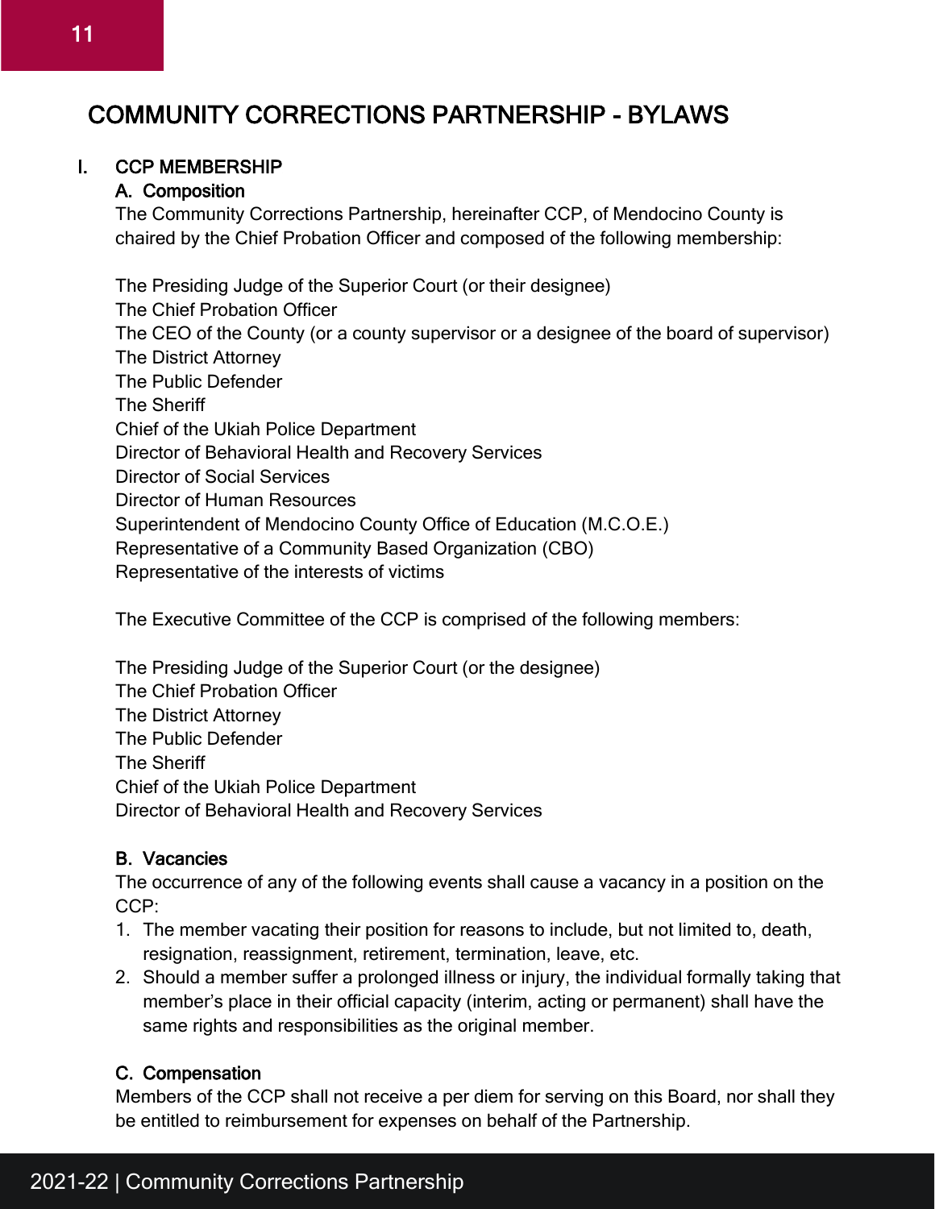# COMMUNITY CORRECTIONS PARTNERSHIP - BYLAWS

## I. CCP MEMBERSHIP

### A. Composition

The Community Corrections Partnership, hereinafter CCP, of Mendocino County is chaired by the Chief Probation Officer and composed of the following membership:

The Presiding Judge of the Superior Court (or their designee)
The Chief Probation Officer
The CEO of the County (or a county supervisor or a designee of the board of supervisor)
The District Attorney
The Public Defender
The Sheriff
Chief of the Ukiah Police Department
Director of Behavioral Health and Recovery Services
Director of Social Services
Director of Human Resources
Superintendent of Mendocino County Office of Education (M.C.O.E.)
Representative of a Community Based Organization (CBO)
Representative of the interests of victims

The Executive Committee of the CCP is comprised of the following members:

The Presiding Judge of the Superior Court (or the designee)
The Chief Probation Officer
The District Attorney
The Public Defender
The Sheriff
Chief of the Ukiah Police Department
Director of Behavioral Health and Recovery Services

### B. Vacancies

The occurrence of any of the following events shall cause a vacancy in a position on the CCP:

1. The member vacating their position for reasons to include, but not limited to, death, resignation, reassignment, retirement, termination, leave, etc.
2. Should a member suffer a prolonged illness or injury, the individual formally taking that member's place in their official capacity (interim, acting or permanent) shall have the same rights and responsibilities as the original member.

### C. Compensation

Members of the CCP shall not receive a per diem for serving on this Board, nor shall they be entitled to reimbursement for expenses on behalf of the Partnership.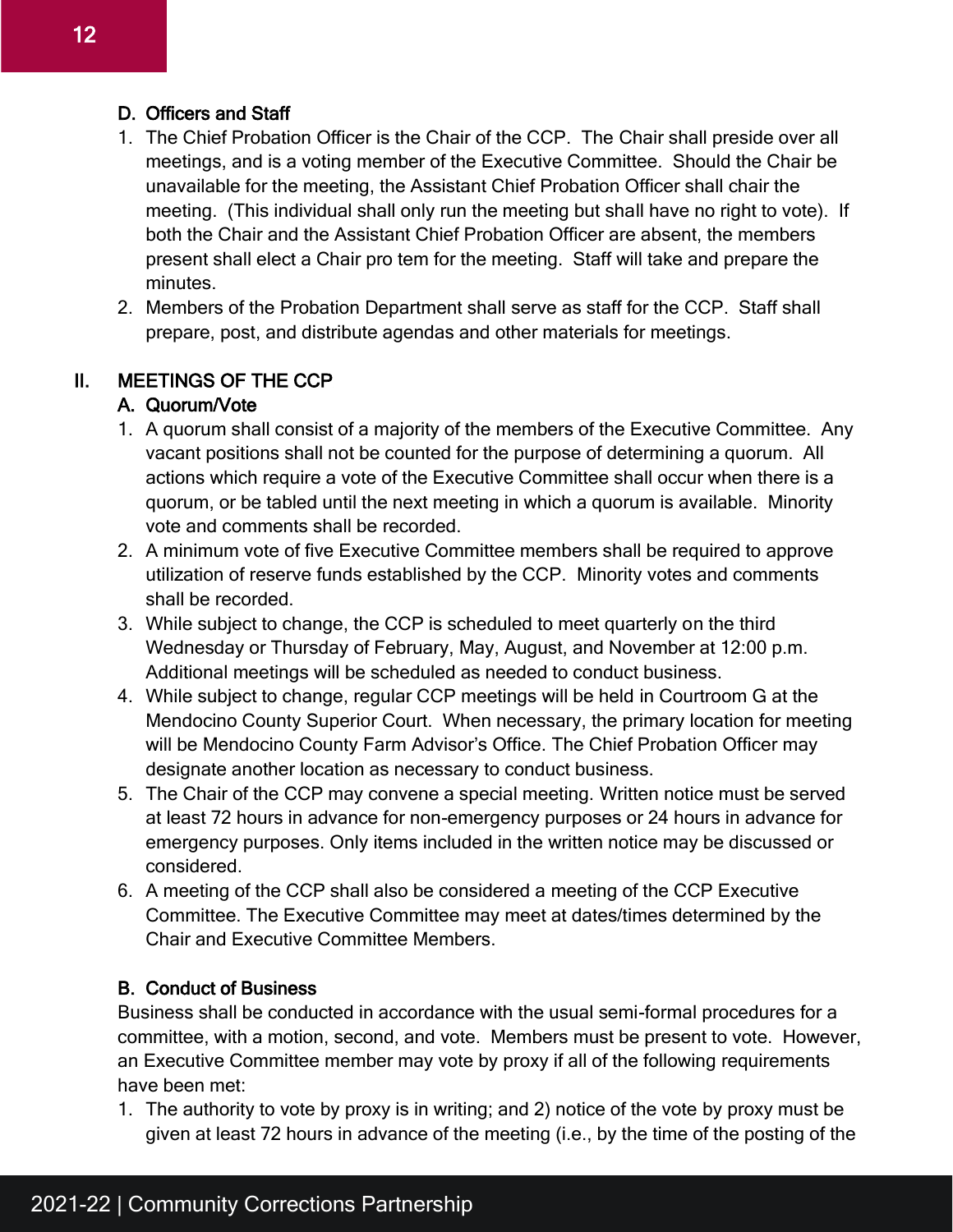### D. Officers and Staff

1. The Chief Probation Officer is the Chair of the CCP. The Chair shall preside over all meetings, and is a voting member of the Executive Committee. Should the Chair be unavailable for the meeting, the Assistant Chief Probation Officer shall chair the meeting. (This individual shall only run the meeting but shall have no right to vote). If both the Chair and the Assistant Chief Probation Officer are absent, the members present shall elect a Chair pro tem for the meeting. Staff will take and prepare the minutes.
2. Members of the Probation Department shall serve as staff for the CCP. Staff shall prepare, post, and distribute agendas and other materials for meetings.

## II. MEETINGS OF THE CCP

### A. Quorum/Vote

1. A quorum shall consist of a majority of the members of the Executive Committee. Any vacant positions shall not be counted for the purpose of determining a quorum. All actions which require a vote of the Executive Committee shall occur when there is a quorum, or be tabled until the next meeting in which a quorum is available. Minority vote and comments shall be recorded.
2. A minimum vote of five Executive Committee members shall be required to approve utilization of reserve funds established by the CCP. Minority votes and comments shall be recorded.
3. While subject to change, the CCP is scheduled to meet quarterly on the third Wednesday or Thursday of February, May, August, and November at 12:00 p.m. Additional meetings will be scheduled as needed to conduct business.
4. While subject to change, regular CCP meetings will be held in Courtroom G at the Mendocino County Superior Court. When necessary, the primary location for meeting will be Mendocino County Farm Advisor's Office. The Chief Probation Officer may designate another location as necessary to conduct business.
5. The Chair of the CCP may convene a special meeting. Written notice must be served at least 72 hours in advance for non-emergency purposes or 24 hours in advance for emergency purposes. Only items included in the written notice may be discussed or considered.
6. A meeting of the CCP shall also be considered a meeting of the CCP Executive Committee. The Executive Committee may meet at dates/times determined by the Chair and Executive Committee Members.

### B. Conduct of Business

Business shall be conducted in accordance with the usual semi-formal procedures for a committee, with a motion, second, and vote. Members must be present to vote. However, an Executive Committee member may vote by proxy if all of the following requirements have been met:

1. The authority to vote by proxy is in writing; and 2) notice of the vote by proxy must be given at least 72 hours in advance of the meeting (i.e., by the time of the posting of the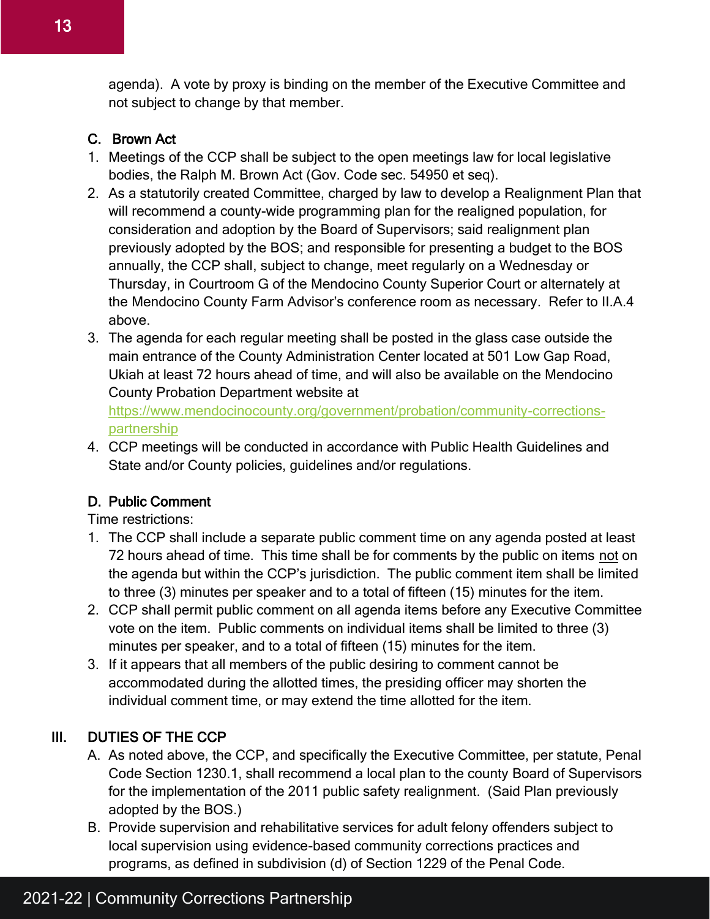agenda). A vote by proxy is binding on the member of the Executive Committee and not subject to change by that member.

### C. Brown Act

1. Meetings of the CCP shall be subject to the open meetings law for local legislative bodies, the Ralph M. Brown Act (Gov. Code sec. 54950 et seq).
2. As a statutorily created Committee, charged by law to develop a Realignment Plan that will recommend a county-wide programming plan for the realigned population, for consideration and adoption by the Board of Supervisors; said realignment plan previously adopted by the BOS; and responsible for presenting a budget to the BOS annually, the CCP shall, subject to change, meet regularly on a Wednesday or Thursday, in Courtroom G of the Mendocino County Superior Court or alternately at the Mendocino County Farm Advisor's conference room as necessary. Refer to II.A.4 above.
3. The agenda for each regular meeting shall be posted in the glass case outside the main entrance of the County Administration Center located at 501 Low Gap Road, Ukiah at least 72 hours ahead of time, and will also be available on the Mendocino County Probation Department website at [https://www.mendocinocounty.org/government/probation/community-corrections-partnership](https://www.mendocinocounty.org/government/probation/community-corrections-partnership)
4. CCP meetings will be conducted in accordance with Public Health Guidelines and State and/or County policies, guidelines and/or regulations.

### D. Public Comment

Time restrictions:

1. The CCP shall include a separate public comment time on any agenda posted at least 72 hours ahead of time. This time shall be for comments by the public on items not on the agenda but within the CCP's jurisdiction. The public comment item shall be limited to three (3) minutes per speaker and to a total of fifteen (15) minutes for the item.
2. CCP shall permit public comment on all agenda items before any Executive Committee vote on the item. Public comments on individual items shall be limited to three (3) minutes per speaker, and to a total of fifteen (15) minutes for the item.
3. If it appears that all members of the public desiring to comment cannot be accommodated during the allotted times, the presiding officer may shorten the individual comment time, or may extend the time allotted for the item.

## III. DUTIES OF THE CCP

A. As noted above, the CCP, and specifically the Executive Committee, per statute, Penal Code Section 1230.1, shall recommend a local plan to the county Board of Supervisors for the implementation of the 2011 public safety realignment. (Said Plan previously adopted by the BOS.)

B. Provide supervision and rehabilitative services for adult felony offenders subject to local supervision using evidence-based community corrections practices and programs, as defined in subdivision (d) of Section 1229 of the Penal Code.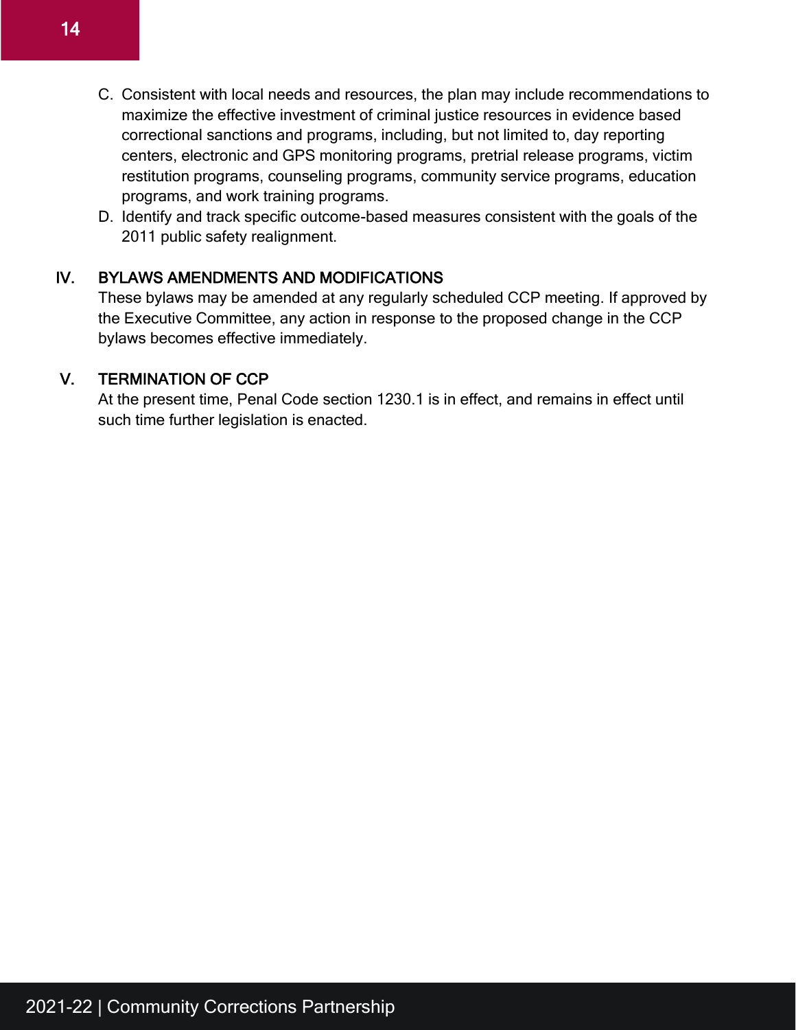C. Consistent with local needs and resources, the plan may include recommendations to maximize the effective investment of criminal justice resources in evidence based correctional sanctions and programs, including, but not limited to, day reporting centers, electronic and GPS monitoring programs, pretrial release programs, victim restitution programs, counseling programs, community service programs, education programs, and work training programs.

D. Identify and track specific outcome-based measures consistent with the goals of the 2011 public safety realignment.

## IV. BYLAWS AMENDMENTS AND MODIFICATIONS

These bylaws may be amended at any regularly scheduled CCP meeting. If approved by the Executive Committee, any action in response to the proposed change in the CCP bylaws becomes effective immediately.

## V. TERMINATION OF CCP

At the present time, Penal Code section 1230.1 is in effect, and remains in effect until such time further legislation is enacted.